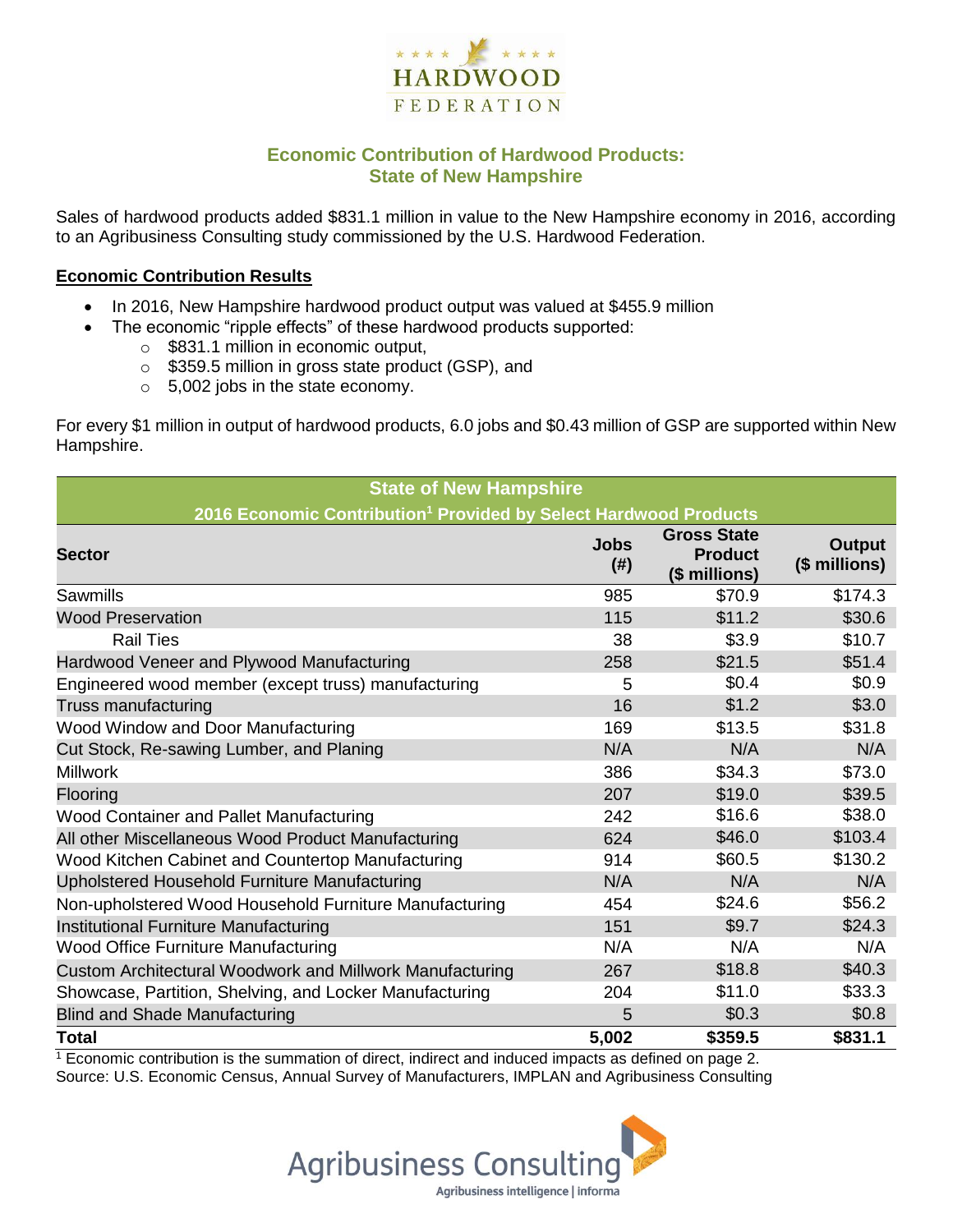# Economic Contribution of Hardwood Products: State of New Hampshire

Sales of hardwood products added $831.1 million in value to the New Hampshire economy in 2016, according to an Agribusiness Consulting study commissioned by the U.S. Hardwood Federation.

## Economic Contribution Results

- In 2016, New Hampshire hardwood product output was valued at $455.9 million
- The economic "ripple effects" of these hardwood products supported:
  - $831.1 million in economic output,
  - $359.5 million in gross state product (GSP), and
  - 5,002 jobs in the state economy.

For every $1 million in output of hardwood products, 6.0 jobs and $0.43 million of GSP are supported within New Hampshire.

| State of New Hampshire<br>2016 Economic Contribution[1] Provided by Select Hardwood Products | | | |
|---|---|---|---|
| **Sector** | **Jobs (#)** | **Gross State Product ($ millions)** | **Output ($ millions)** |
| Sawmills | 985 | $70.9 | $174.3 |
| Wood Preservation | 115 | $11.2 | $30.6 |
| Rail Ties | 38 | $3.9 | $10.7 |
| Hardwood Veneer and Plywood Manufacturing | 258 | $21.5 | $51.4 |
| Engineered wood member (except truss) manufacturing | 5 | $0.4 | $0.9 |
| Truss manufacturing | 16 | $1.2 | $3.0 |
| Wood Window and Door Manufacturing | 169 | $13.5 | $31.8 |
| Cut Stock, Re-sawing Lumber, and Planing | N/A | N/A | N/A |
| Millwork | 386 | $34.3 | $73.0 |
| Flooring | 207 | $19.0 | $39.5 |
| Wood Container and Pallet Manufacturing | 242 | $16.6 | $38.0 |
| All other Miscellaneous Wood Product Manufacturing | 624 | $46.0 | $103.4 |
| Wood Kitchen Cabinet and Countertop Manufacturing | 914 | $60.5 | $130.2 |
| Upholstered Household Furniture Manufacturing | N/A | N/A | N/A |
| Non-upholstered Wood Household Furniture Manufacturing | 454 | $24.6 | $56.2 |
| Institutional Furniture Manufacturing | 151 | $9.7 | $24.3 |
| Wood Office Furniture Manufacturing | N/A | N/A | N/A |
| Custom Architectural Woodwork and Millwork Manufacturing | 267 | $18.8 | $40.3 |
| Showcase, Partition, Shelving, and Locker Manufacturing | 204 | $11.0 | $33.3 |
| Blind and Shade Manufacturing | 5 | $0.3 | $0.8 |
| **Total** | **5,002** | **$359.5** | **$831.1** |

[1] Economic contribution is the summation of direct, indirect and induced impacts as defined on page 2.
Source: U.S. Economic Census, Annual Survey of Manufacturers, IMPLAN and Agribusiness Consulting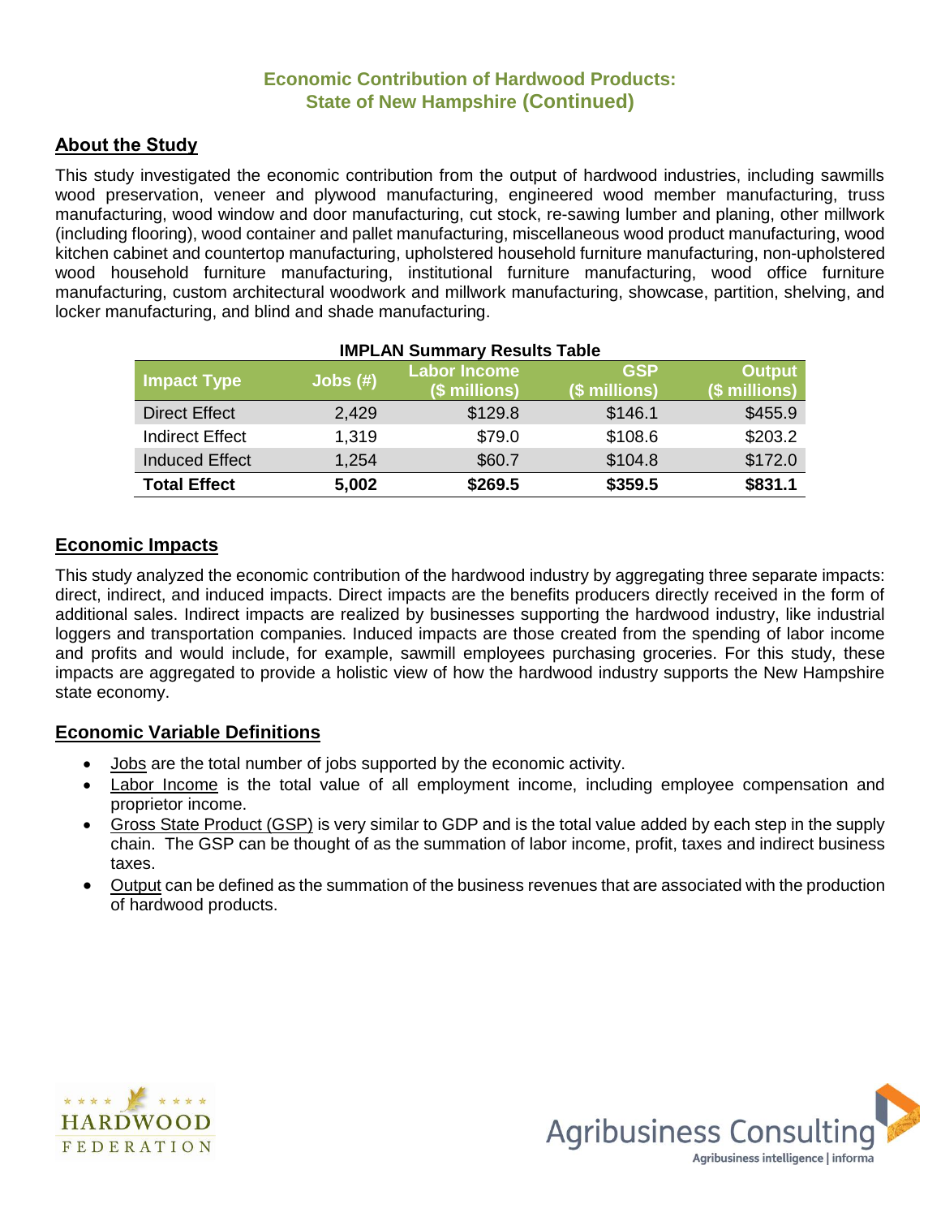# Economic Contribution of Hardwood Products: State of New Hampshire (Continued)

## About the Study

This study investigated the economic contribution from the output of hardwood industries, including sawmills wood preservation, veneer and plywood manufacturing, engineered wood member manufacturing, truss manufacturing, wood window and door manufacturing, cut stock, re-sawing lumber and planing, other millwork (including flooring), wood container and pallet manufacturing, miscellaneous wood product manufacturing, wood kitchen cabinet and countertop manufacturing, upholstered household furniture manufacturing, non-upholstered wood household furniture manufacturing, institutional furniture manufacturing, wood office furniture manufacturing, custom architectural woodwork and millwork manufacturing, showcase, partition, shelving, and locker manufacturing, and blind and shade manufacturing.

**IMPLAN Summary Results Table**

| Impact Type | Jobs (#) | Labor Income ($ millions) | GSP ($ millions) | Output ($ millions) |
|---|---|---|---|---|
| Direct Effect | 2,429 | $129.8 | $146.1 | $455.9 |
| Indirect Effect | 1,319 | $79.0 | $108.6 | $203.2 |
| Induced Effect | 1,254 | $60.7 | $104.8 | $172.0 |
| **Total Effect** | **5,002** | **$269.5** | **$359.5** | **$831.1** |

## Economic Impacts

This study analyzed the economic contribution of the hardwood industry by aggregating three separate impacts: direct, indirect, and induced impacts. Direct impacts are the benefits producers directly received in the form of additional sales. Indirect impacts are realized by businesses supporting the hardwood industry, like industrial loggers and transportation companies. Induced impacts are those created from the spending of labor income and profits and would include, for example, sawmill employees purchasing groceries. For this study, these impacts are aggregated to provide a holistic view of how the hardwood industry supports the New Hampshire state economy.

## Economic Variable Definitions

- Jobs are the total number of jobs supported by the economic activity.
- Labor Income is the total value of all employment income, including employee compensation and proprietor income.
- Gross State Product (GSP) is very similar to GDP and is the total value added by each step in the supply chain. The GSP can be thought of as the summation of labor income, profit, taxes and indirect business taxes.
- Output can be defined as the summation of the business revenues that are associated with the production of hardwood products.

HARDWOOD FEDERATION

Agribusiness Consulting
Agribusiness intelligence | informa